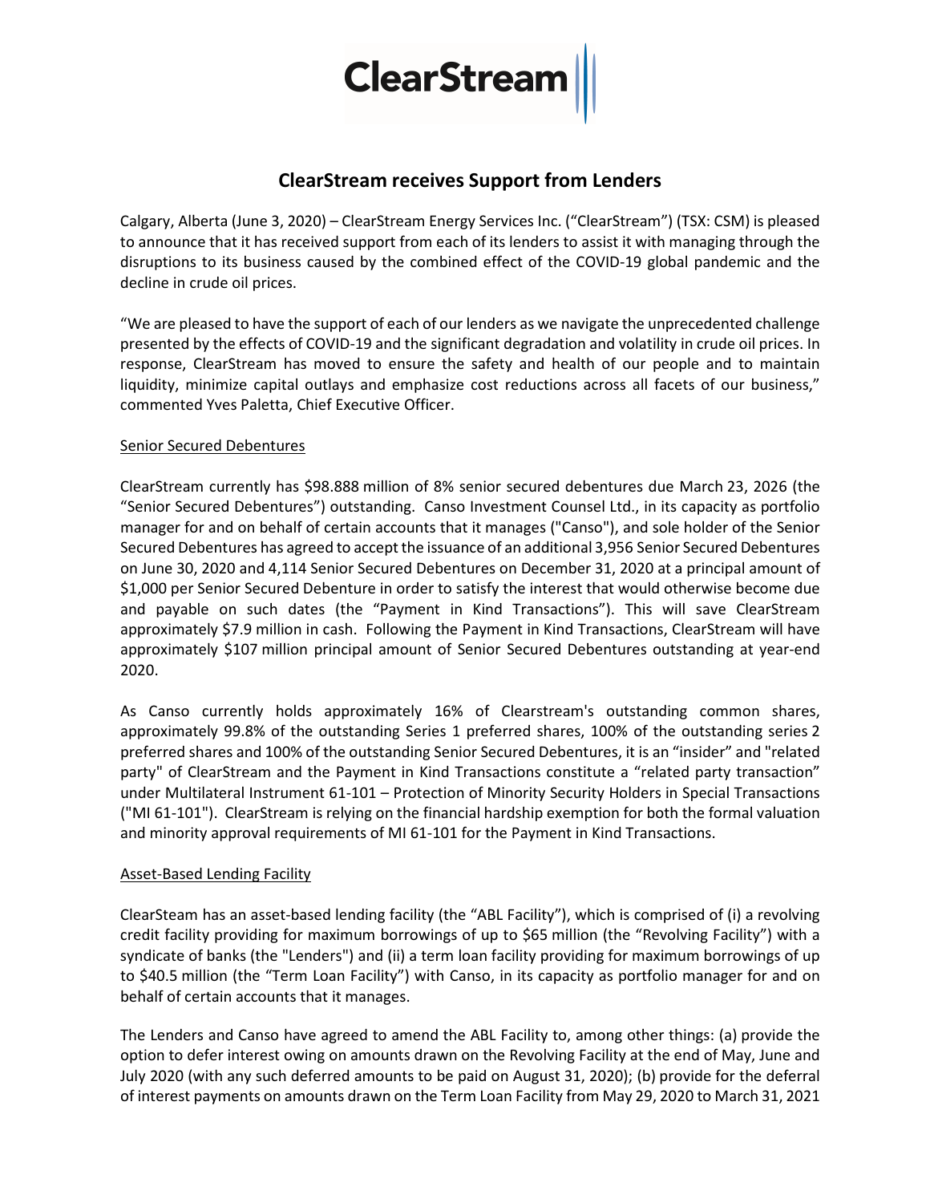ClearStream

# ClearStream receives Support from Lenders

Calgary, Alberta (June 3, 2020) – ClearStream Energy Services Inc. ("ClearStream") (TSX: CSM) is pleased to announce that it has received support from each of its lenders to assist it with managing through the disruptions to its business caused by the combined effect of the COVID-19 global pandemic and the decline in crude oil prices.

"We are pleased to have the support of each of our lenders as we navigate the unprecedented challenge presented by the effects of COVID-19 and the significant degradation and volatility in crude oil prices. In response, ClearStream has moved to ensure the safety and health of our people and to maintain liquidity, minimize capital outlays and emphasize cost reductions across all facets of our business," commented Yves Paletta, Chief Executive Officer.

## Senior Secured Debentures

ClearStream currently has $98.888 million of 8% senior secured debentures due March 23, 2026 (the "Senior Secured Debentures") outstanding. Canso Investment Counsel Ltd., in its capacity as portfolio manager for and on behalf of certain accounts that it manages ("Canso"), and sole holder of the Senior Secured Debentures has agreed to accept the issuance of an additional 3,956 Senior Secured Debentures on June 30, 2020 and 4,114 Senior Secured Debentures on December 31, 2020 at a principal amount of $1,000 per Senior Secured Debenture in order to satisfy the interest that would otherwise become due and payable on such dates (the "Payment in Kind Transactions"). This will save ClearStream approximately $7.9 million in cash. Following the Payment in Kind Transactions, ClearStream will have approximately $107 million principal amount of Senior Secured Debentures outstanding at year-end 2020.

As Canso currently holds approximately 16% of Clearstream's outstanding common shares, approximately 99.8% of the outstanding Series 1 preferred shares, 100% of the outstanding series 2 preferred shares and 100% of the outstanding Senior Secured Debentures, it is an "insider" and "related party" of ClearStream and the Payment in Kind Transactions constitute a "related party transaction" under Multilateral Instrument 61-101 – Protection of Minority Security Holders in Special Transactions ("MI 61-101"). ClearStream is relying on the financial hardship exemption for both the formal valuation and minority approval requirements of MI 61-101 for the Payment in Kind Transactions.

## Asset-Based Lending Facility

ClearSteam has an asset-based lending facility (the "ABL Facility"), which is comprised of (i) a revolving credit facility providing for maximum borrowings of up to $65 million (the "Revolving Facility") with a syndicate of banks (the "Lenders") and (ii) a term loan facility providing for maximum borrowings of up to $40.5 million (the "Term Loan Facility") with Canso, in its capacity as portfolio manager for and on behalf of certain accounts that it manages.

The Lenders and Canso have agreed to amend the ABL Facility to, among other things: (a) provide the option to defer interest owing on amounts drawn on the Revolving Facility at the end of May, June and July 2020 (with any such deferred amounts to be paid on August 31, 2020); (b) provide for the deferral of interest payments on amounts drawn on the Term Loan Facility from May 29, 2020 to March 31, 2021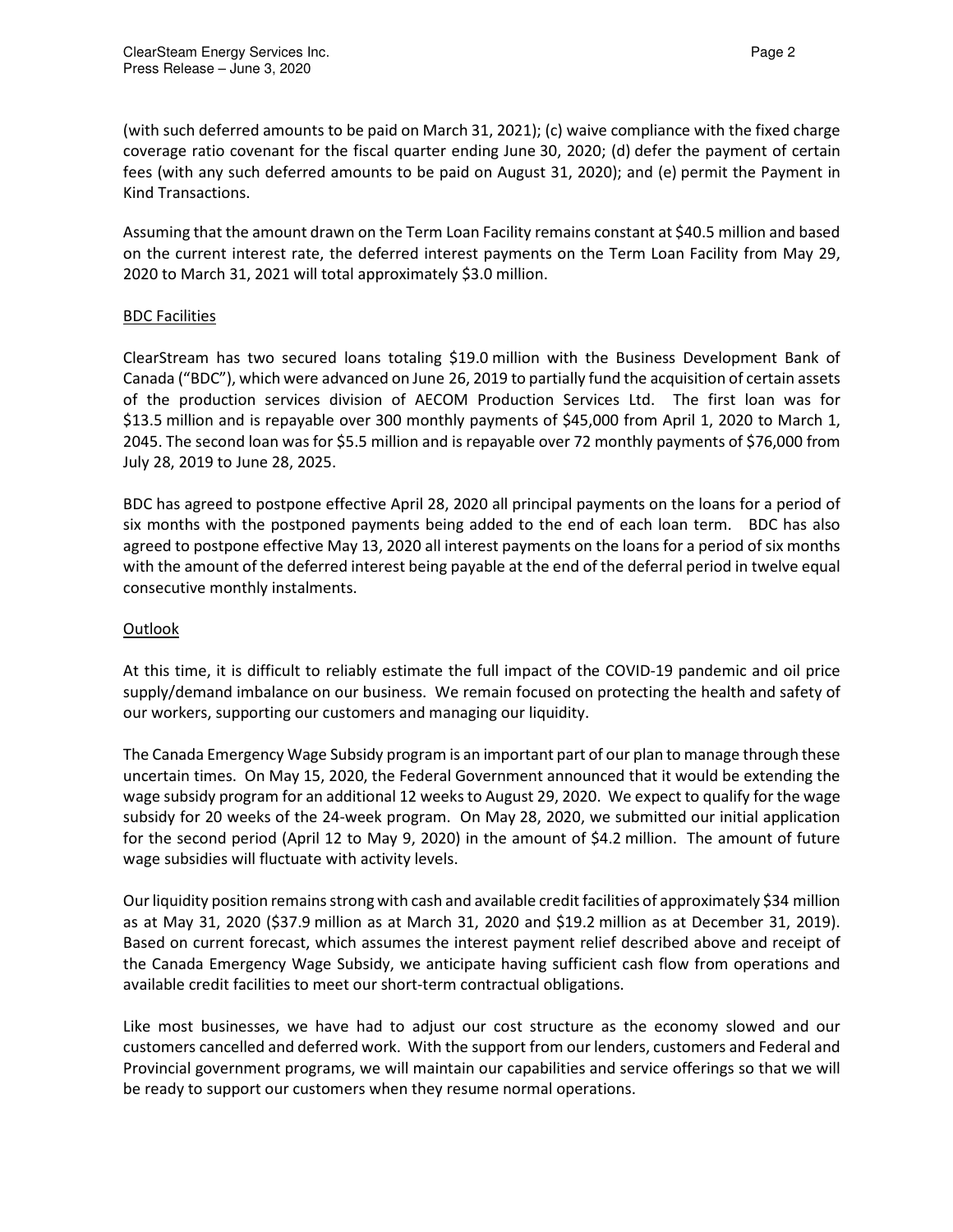(with such deferred amounts to be paid on March 31, 2021); (c) waive compliance with the fixed charge coverage ratio covenant for the fiscal quarter ending June 30, 2020; (d) defer the payment of certain fees (with any such deferred amounts to be paid on August 31, 2020); and (e) permit the Payment in Kind Transactions.

Assuming that the amount drawn on the Term Loan Facility remains constant at $40.5 million and based on the current interest rate, the deferred interest payments on the Term Loan Facility from May 29, 2020 to March 31, 2021 will total approximately $3.0 million.

## BDC Facilities

ClearStream has two secured loans totaling $19.0 million with the Business Development Bank of Canada ("BDC"), which were advanced on June 26, 2019 to partially fund the acquisition of certain assets of the production services division of AECOM Production Services Ltd. The first loan was for $13.5 million and is repayable over 300 monthly payments of $45,000 from April 1, 2020 to March 1, 2045. The second loan was for $5.5 million and is repayable over 72 monthly payments of $76,000 from July 28, 2019 to June 28, 2025.

BDC has agreed to postpone effective April 28, 2020 all principal payments on the loans for a period of six months with the postponed payments being added to the end of each loan term. BDC has also agreed to postpone effective May 13, 2020 all interest payments on the loans for a period of six months with the amount of the deferred interest being payable at the end of the deferral period in twelve equal consecutive monthly instalments.

## Outlook

At this time, it is difficult to reliably estimate the full impact of the COVID-19 pandemic and oil price supply/demand imbalance on our business. We remain focused on protecting the health and safety of our workers, supporting our customers and managing our liquidity.

The Canada Emergency Wage Subsidy program is an important part of our plan to manage through these uncertain times. On May 15, 2020, the Federal Government announced that it would be extending the wage subsidy program for an additional 12 weeks to August 29, 2020. We expect to qualify for the wage subsidy for 20 weeks of the 24-week program. On May 28, 2020, we submitted our initial application for the second period (April 12 to May 9, 2020) in the amount of $4.2 million. The amount of future wage subsidies will fluctuate with activity levels.

Our liquidity position remains strong with cash and available credit facilities of approximately $34 million as at May 31, 2020 ($37.9 million as at March 31, 2020 and $19.2 million as at December 31, 2019). Based on current forecast, which assumes the interest payment relief described above and receipt of the Canada Emergency Wage Subsidy, we anticipate having sufficient cash flow from operations and available credit facilities to meet our short-term contractual obligations.

Like most businesses, we have had to adjust our cost structure as the economy slowed and our customers cancelled and deferred work. With the support from our lenders, customers and Federal and Provincial government programs, we will maintain our capabilities and service offerings so that we will be ready to support our customers when they resume normal operations.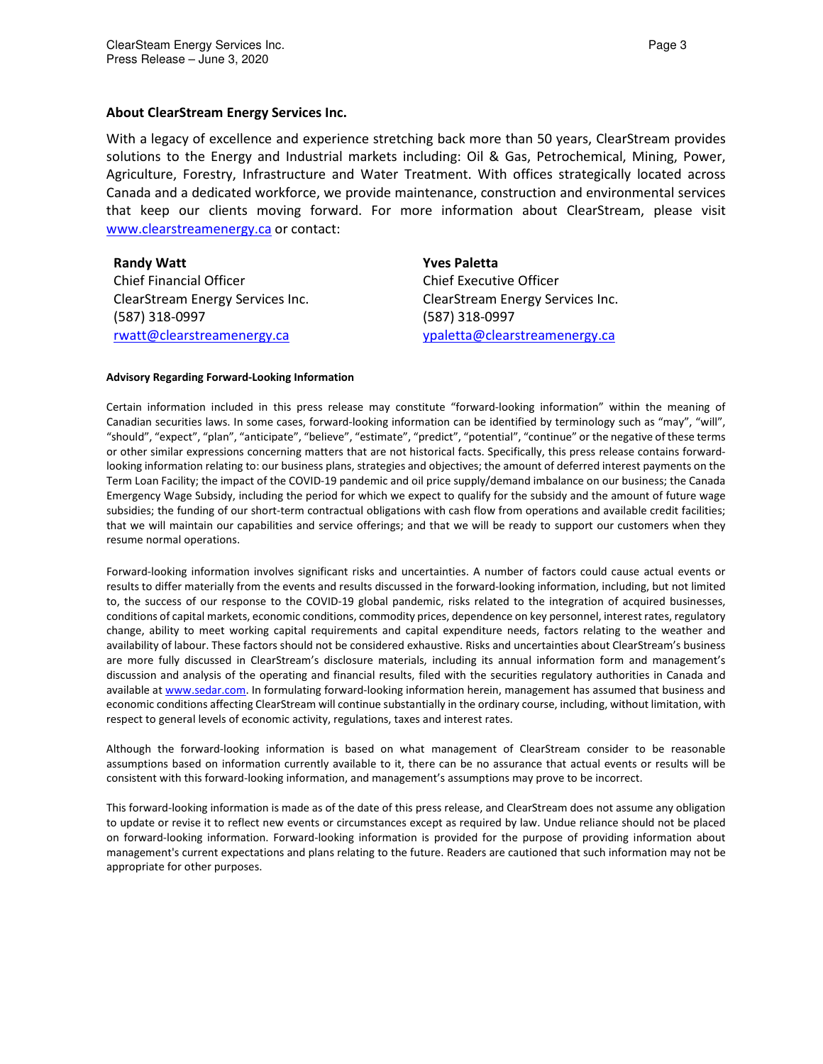## About ClearStream Energy Services Inc.

With a legacy of excellence and experience stretching back more than 50 years, ClearStream provides solutions to the Energy and Industrial markets including: Oil & Gas, Petrochemical, Mining, Power, Agriculture, Forestry, Infrastructure and Water Treatment. With offices strategically located across Canada and a dedicated workforce, we provide maintenance, construction and environmental services that keep our clients moving forward. For more information about ClearStream, please visit www.clearstreamenergy.ca or contact:

**Randy Watt**
Chief Financial Officer
ClearStream Energy Services Inc.
(587) 318-0997
rwatt@clearstreamenergy.ca

**Yves Paletta**
Chief Executive Officer
ClearStream Energy Services Inc.
(587) 318-0997
ypaletta@clearstreamenergy.ca

**Advisory Regarding Forward-Looking Information**

Certain information included in this press release may constitute "forward-looking information" within the meaning of Canadian securities laws. In some cases, forward-looking information can be identified by terminology such as "may", "will", "should", "expect", "plan", "anticipate", "believe", "estimate", "predict", "potential", "continue" or the negative of these terms or other similar expressions concerning matters that are not historical facts. Specifically, this press release contains forward-looking information relating to: our business plans, strategies and objectives; the amount of deferred interest payments on the Term Loan Facility; the impact of the COVID-19 pandemic and oil price supply/demand imbalance on our business; the Canada Emergency Wage Subsidy, including the period for which we expect to qualify for the subsidy and the amount of future wage subsidies; the funding of our short-term contractual obligations with cash flow from operations and available credit facilities; that we will maintain our capabilities and service offerings; and that we will be ready to support our customers when they resume normal operations.

Forward-looking information involves significant risks and uncertainties. A number of factors could cause actual events or results to differ materially from the events and results discussed in the forward-looking information, including, but not limited to, the success of our response to the COVID-19 global pandemic, risks related to the integration of acquired businesses, conditions of capital markets, economic conditions, commodity prices, dependence on key personnel, interest rates, regulatory change, ability to meet working capital requirements and capital expenditure needs, factors relating to the weather and availability of labour. These factors should not be considered exhaustive. Risks and uncertainties about ClearStream's business are more fully discussed in ClearStream's disclosure materials, including its annual information form and management's discussion and analysis of the operating and financial results, filed with the securities regulatory authorities in Canada and available at www.sedar.com. In formulating forward-looking information herein, management has assumed that business and economic conditions affecting ClearStream will continue substantially in the ordinary course, including, without limitation, with respect to general levels of economic activity, regulations, taxes and interest rates.

Although the forward-looking information is based on what management of ClearStream consider to be reasonable assumptions based on information currently available to it, there can be no assurance that actual events or results will be consistent with this forward-looking information, and management's assumptions may prove to be incorrect.

This forward-looking information is made as of the date of this press release, and ClearStream does not assume any obligation to update or revise it to reflect new events or circumstances except as required by law. Undue reliance should not be placed on forward-looking information. Forward-looking information is provided for the purpose of providing information about management's current expectations and plans relating to the future. Readers are cautioned that such information may not be appropriate for other purposes.